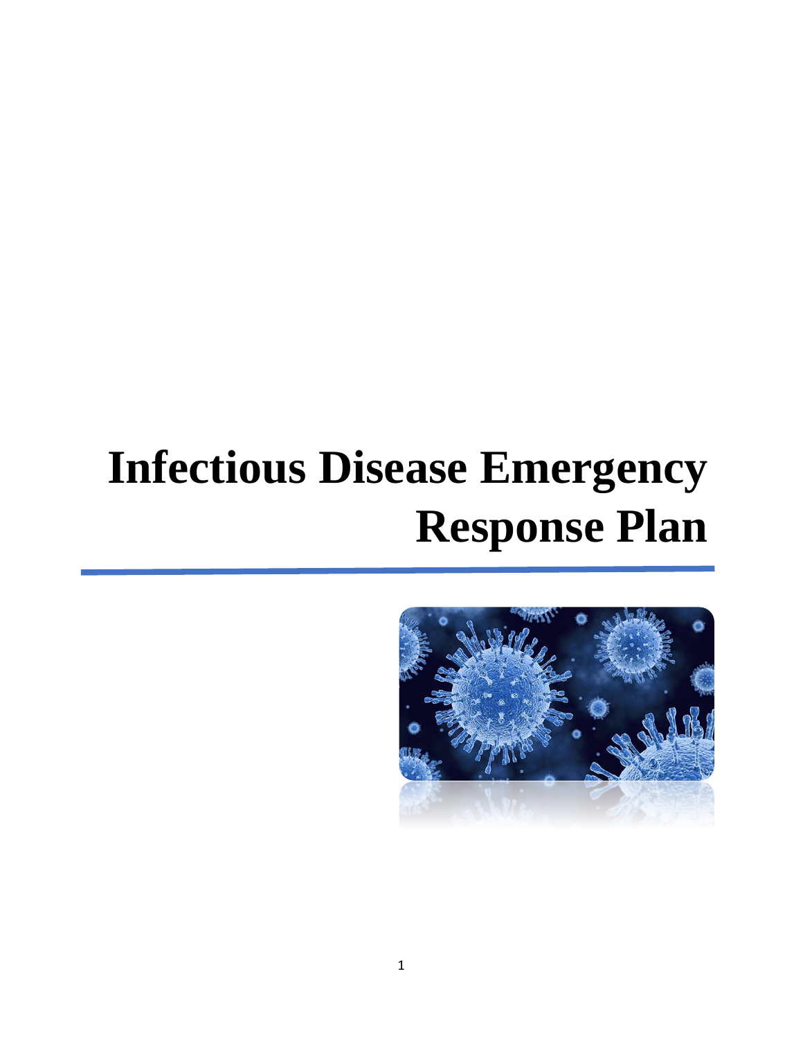# Infectious Disease Emergency Response Plan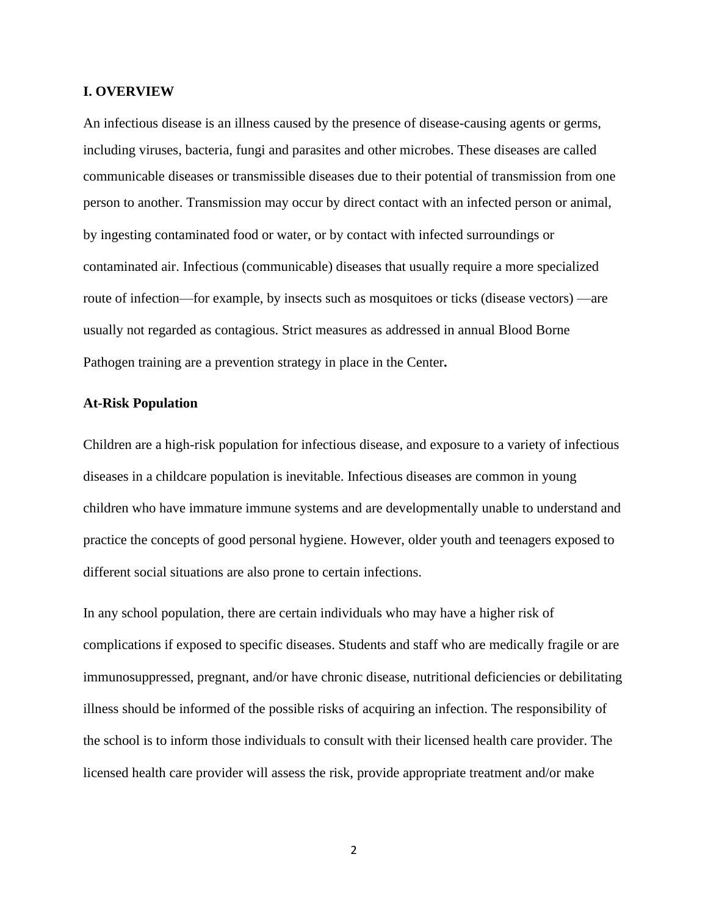## I. OVERVIEW

An infectious disease is an illness caused by the presence of disease-causing agents or germs, including viruses, bacteria, fungi and parasites and other microbes. These diseases are called communicable diseases or transmissible diseases due to their potential of transmission from one person to another. Transmission may occur by direct contact with an infected person or animal, by ingesting contaminated food or water, or by contact with infected surroundings or contaminated air. Infectious (communicable) diseases that usually require a more specialized route of infection—for example, by insects such as mosquitoes or ticks (disease vectors) —are usually not regarded as contagious. Strict measures as addressed in annual Blood Borne Pathogen training are a prevention strategy in place in the Center**.**

### At-Risk Population

Children are a high-risk population for infectious disease, and exposure to a variety of infectious diseases in a childcare population is inevitable. Infectious diseases are common in young children who have immature immune systems and are developmentally unable to understand and practice the concepts of good personal hygiene. However, older youth and teenagers exposed to different social situations are also prone to certain infections.

In any school population, there are certain individuals who may have a higher risk of complications if exposed to specific diseases. Students and staff who are medically fragile or are immunosuppressed, pregnant, and/or have chronic disease, nutritional deficiencies or debilitating illness should be informed of the possible risks of acquiring an infection. The responsibility of the school is to inform those individuals to consult with their licensed health care provider. The licensed health care provider will assess the risk, provide appropriate treatment and/or make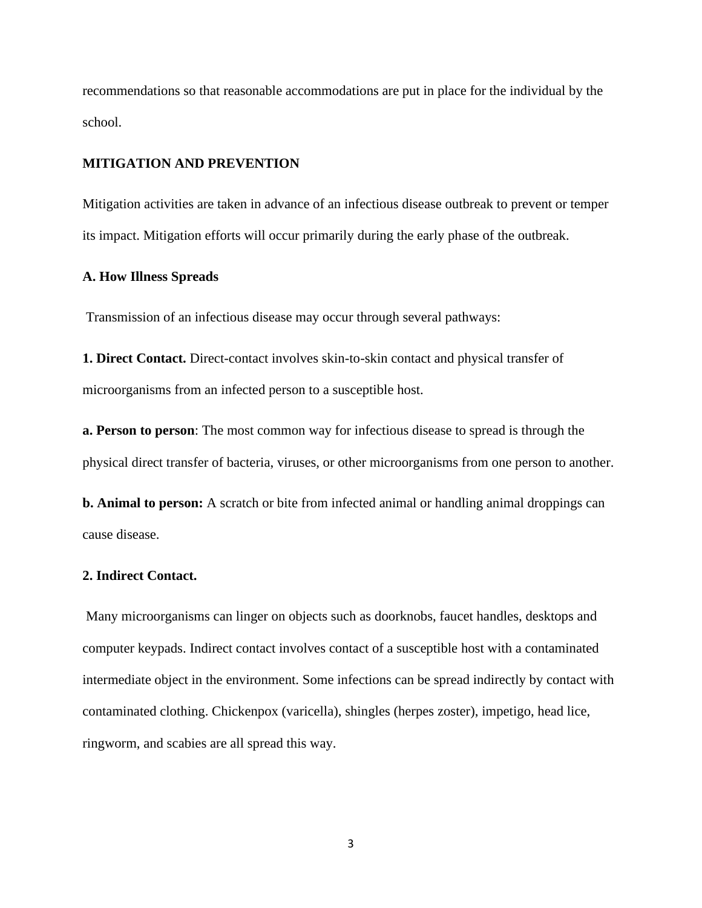recommendations so that reasonable accommodations are put in place for the individual by the school.

## MITIGATION AND PREVENTION

Mitigation activities are taken in advance of an infectious disease outbreak to prevent or temper its impact. Mitigation efforts will occur primarily during the early phase of the outbreak.

### A. How Illness Spreads

Transmission of an infectious disease may occur through several pathways:

**1. Direct Contact.** Direct-contact involves skin-to-skin contact and physical transfer of microorganisms from an infected person to a susceptible host.

**a. Person to person**: The most common way for infectious disease to spread is through the physical direct transfer of bacteria, viruses, or other microorganisms from one person to another.

**b. Animal to person:** A scratch or bite from infected animal or handling animal droppings can cause disease.

**2. Indirect Contact.**

Many microorganisms can linger on objects such as doorknobs, faucet handles, desktops and computer keypads. Indirect contact involves contact of a susceptible host with a contaminated intermediate object in the environment. Some infections can be spread indirectly by contact with contaminated clothing. Chickenpox (varicella), shingles (herpes zoster), impetigo, head lice, ringworm, and scabies are all spread this way.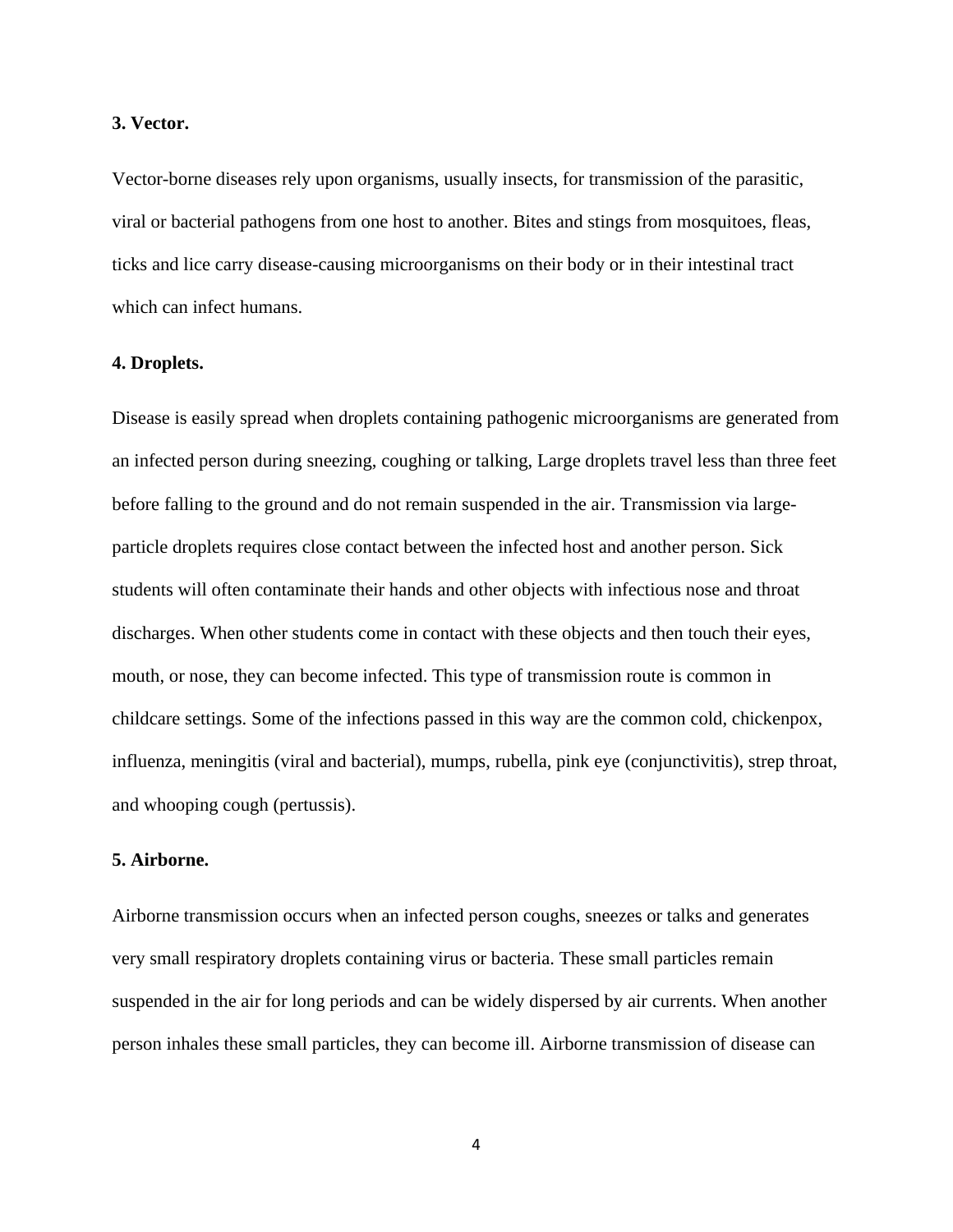**3. Vector.**

Vector-borne diseases rely upon organisms, usually insects, for transmission of the parasitic, viral or bacterial pathogens from one host to another. Bites and stings from mosquitoes, fleas, ticks and lice carry disease-causing microorganisms on their body or in their intestinal tract which can infect humans.

**4. Droplets.**

Disease is easily spread when droplets containing pathogenic microorganisms are generated from an infected person during sneezing, coughing or talking, Large droplets travel less than three feet before falling to the ground and do not remain suspended in the air. Transmission via large-particle droplets requires close contact between the infected host and another person. Sick students will often contaminate their hands and other objects with infectious nose and throat discharges. When other students come in contact with these objects and then touch their eyes, mouth, or nose, they can become infected. This type of transmission route is common in childcare settings. Some of the infections passed in this way are the common cold, chickenpox, influenza, meningitis (viral and bacterial), mumps, rubella, pink eye (conjunctivitis), strep throat, and whooping cough (pertussis).

**5. Airborne.**

Airborne transmission occurs when an infected person coughs, sneezes or talks and generates very small respiratory droplets containing virus or bacteria. These small particles remain suspended in the air for long periods and can be widely dispersed by air currents. When another person inhales these small particles, they can become ill. Airborne transmission of disease can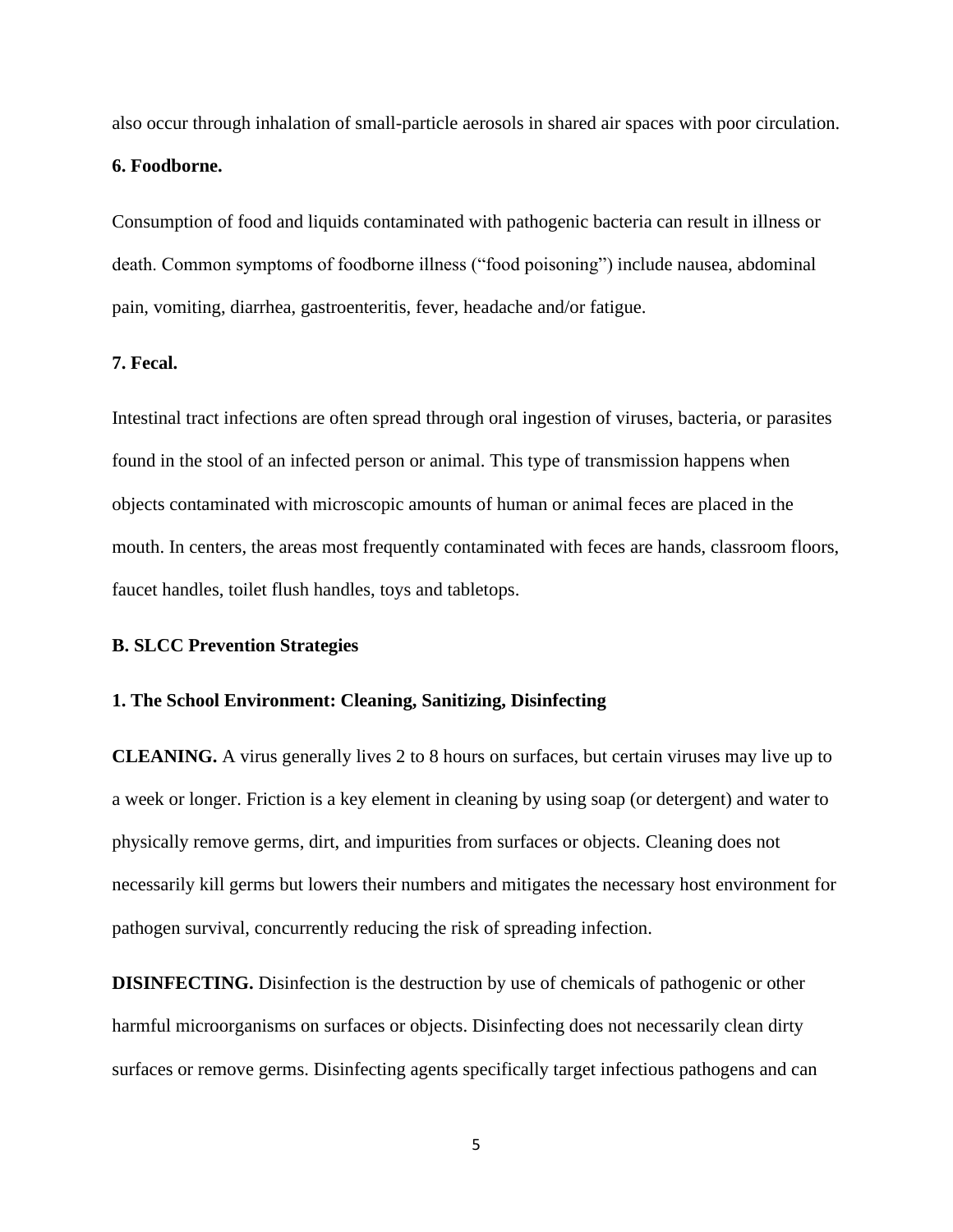also occur through inhalation of small-particle aerosols in shared air spaces with poor circulation.

**6. Foodborne.**

Consumption of food and liquids contaminated with pathogenic bacteria can result in illness or death. Common symptoms of foodborne illness ("food poisoning") include nausea, abdominal pain, vomiting, diarrhea, gastroenteritis, fever, headache and/or fatigue.

**7. Fecal.**

Intestinal tract infections are often spread through oral ingestion of viruses, bacteria, or parasites found in the stool of an infected person or animal. This type of transmission happens when objects contaminated with microscopic amounts of human or animal feces are placed in the mouth. In centers, the areas most frequently contaminated with feces are hands, classroom floors, faucet handles, toilet flush handles, toys and tabletops.

**B. SLCC Prevention Strategies**

**1. The School Environment: Cleaning, Sanitizing, Disinfecting**

**CLEANING.** A virus generally lives 2 to 8 hours on surfaces, but certain viruses may live up to a week or longer. Friction is a key element in cleaning by using soap (or detergent) and water to physically remove germs, dirt, and impurities from surfaces or objects. Cleaning does not necessarily kill germs but lowers their numbers and mitigates the necessary host environment for pathogen survival, concurrently reducing the risk of spreading infection.

**DISINFECTING.** Disinfection is the destruction by use of chemicals of pathogenic or other harmful microorganisms on surfaces or objects. Disinfecting does not necessarily clean dirty surfaces or remove germs. Disinfecting agents specifically target infectious pathogens and can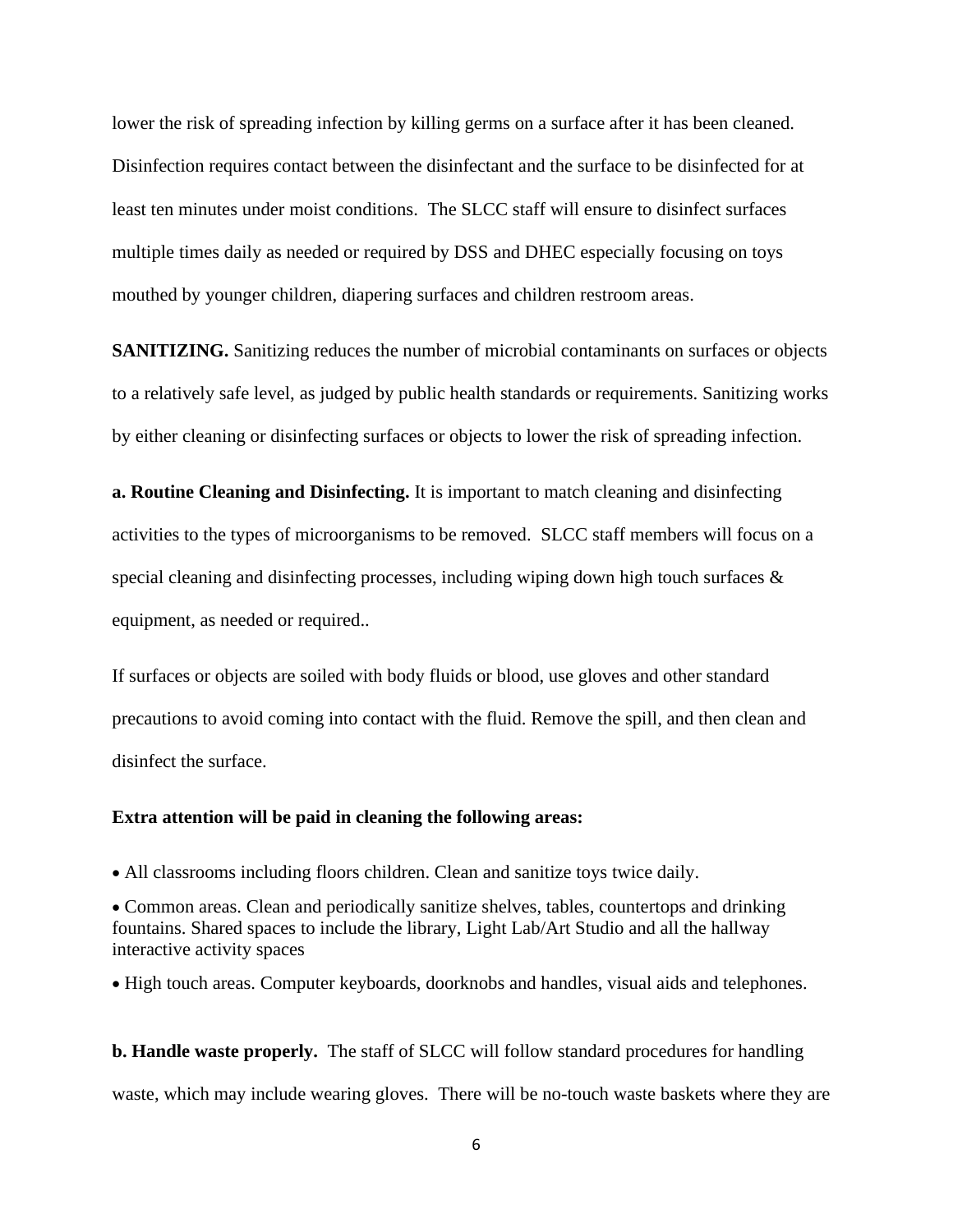lower the risk of spreading infection by killing germs on a surface after it has been cleaned. Disinfection requires contact between the disinfectant and the surface to be disinfected for at least ten minutes under moist conditions. The SLCC staff will ensure to disinfect surfaces multiple times daily as needed or required by DSS and DHEC especially focusing on toys mouthed by younger children, diapering surfaces and children restroom areas.

**SANITIZING.** Sanitizing reduces the number of microbial contaminants on surfaces or objects to a relatively safe level, as judged by public health standards or requirements. Sanitizing works by either cleaning or disinfecting surfaces or objects to lower the risk of spreading infection.

**a. Routine Cleaning and Disinfecting.** It is important to match cleaning and disinfecting activities to the types of microorganisms to be removed. SLCC staff members will focus on a special cleaning and disinfecting processes, including wiping down high touch surfaces & equipment, as needed or required..

If surfaces or objects are soiled with body fluids or blood, use gloves and other standard precautions to avoid coming into contact with the fluid. Remove the spill, and then clean and disinfect the surface.

**Extra attention will be paid in cleaning the following areas:**

- All classrooms including floors children. Clean and sanitize toys twice daily.
- Common areas. Clean and periodically sanitize shelves, tables, countertops and drinking fountains. Shared spaces to include the library, Light Lab/Art Studio and all the hallway interactive activity spaces
- High touch areas. Computer keyboards, doorknobs and handles, visual aids and telephones.

**b. Handle waste properly.** The staff of SLCC will follow standard procedures for handling waste, which may include wearing gloves. There will be no-touch waste baskets where they are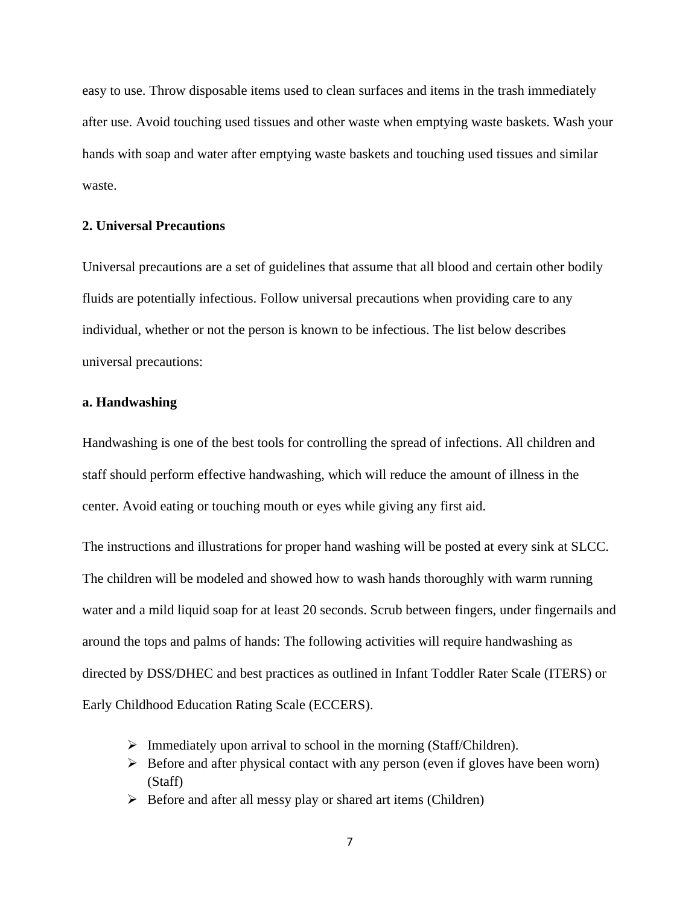easy to use. Throw disposable items used to clean surfaces and items in the trash immediately after use. Avoid touching used tissues and other waste when emptying waste baskets. Wash your hands with soap and water after emptying waste baskets and touching used tissues and similar waste.

### 2. Universal Precautions

Universal precautions are a set of guidelines that assume that all blood and certain other bodily fluids are potentially infectious. Follow universal precautions when providing care to any individual, whether or not the person is known to be infectious. The list below describes universal precautions:

#### a. Handwashing

Handwashing is one of the best tools for controlling the spread of infections. All children and staff should perform effective handwashing, which will reduce the amount of illness in the center. Avoid eating or touching mouth or eyes while giving any first aid.

The instructions and illustrations for proper hand washing will be posted at every sink at SLCC. The children will be modeled and showed how to wash hands thoroughly with warm running water and a mild liquid soap for at least 20 seconds. Scrub between fingers, under fingernails and around the tops and palms of hands: The following activities will require handwashing as directed by DSS/DHEC and best practices as outlined in Infant Toddler Rater Scale (ITERS) or Early Childhood Education Rating Scale (ECCERS).

- Immediately upon arrival to school in the morning (Staff/Children).
- Before and after physical contact with any person (even if gloves have been worn) (Staff)
- Before and after all messy play or shared art items (Children)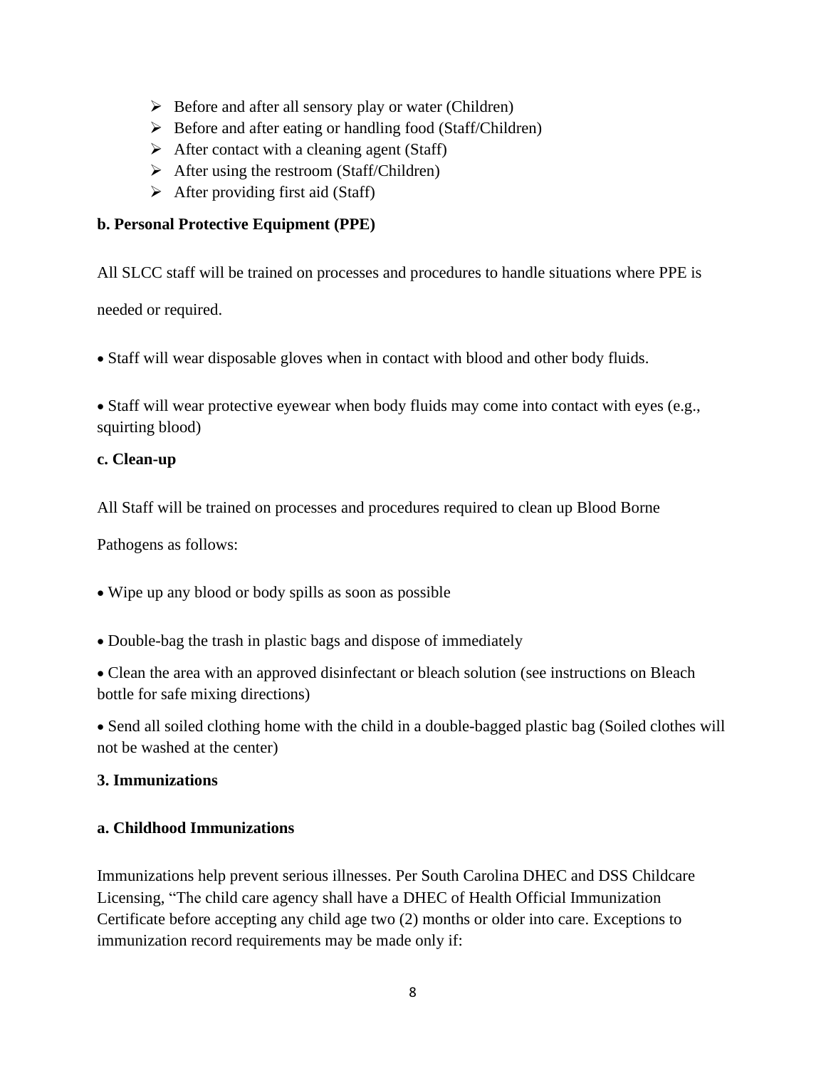- Before and after all sensory play or water (Children)
- Before and after eating or handling food (Staff/Children)
- After contact with a cleaning agent (Staff)
- After using the restroom (Staff/Children)
- After providing first aid (Staff)

**b. Personal Protective Equipment (PPE)**

All SLCC staff will be trained on processes and procedures to handle situations where PPE is needed or required.

- Staff will wear disposable gloves when in contact with blood and other body fluids.

- Staff will wear protective eyewear when body fluids may come into contact with eyes (e.g., squirting blood)

**c. Clean-up**

All Staff will be trained on processes and procedures required to clean up Blood Borne Pathogens as follows:

- Wipe up any blood or body spills as soon as possible

- Double-bag the trash in plastic bags and dispose of immediately

- Clean the area with an approved disinfectant or bleach solution (see instructions on Bleach bottle for safe mixing directions)

- Send all soiled clothing home with the child in a double-bagged plastic bag (Soiled clothes will not be washed at the center)

**3. Immunizations**

**a. Childhood Immunizations**

Immunizations help prevent serious illnesses. Per South Carolina DHEC and DSS Childcare Licensing, "The child care agency shall have a DHEC of Health Official Immunization Certificate before accepting any child age two (2) months or older into care. Exceptions to immunization record requirements may be made only if: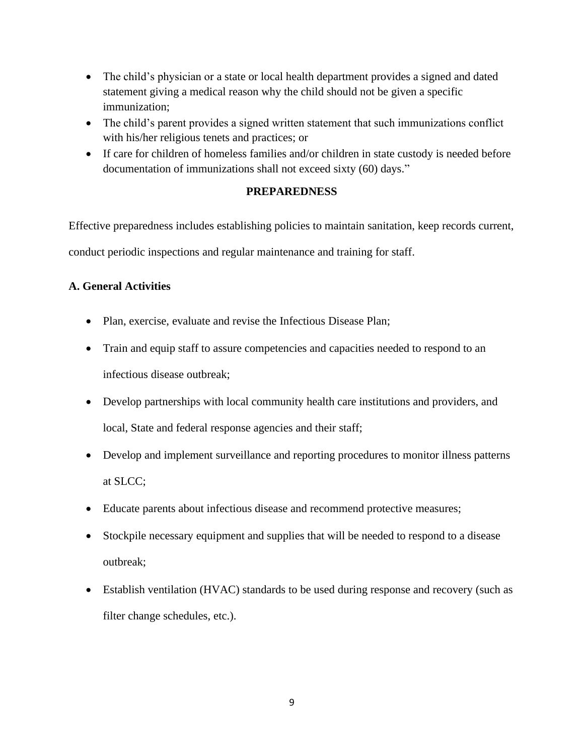- The child's physician or a state or local health department provides a signed and dated statement giving a medical reason why the child should not be given a specific immunization;
- The child's parent provides a signed written statement that such immunizations conflict with his/her religious tenets and practices; or
- If care for children of homeless families and/or children in state custody is needed before documentation of immunizations shall not exceed sixty (60) days."

## PREPAREDNESS

Effective preparedness includes establishing policies to maintain sanitation, keep records current, conduct periodic inspections and regular maintenance and training for staff.

### A. General Activities

- Plan, exercise, evaluate and revise the Infectious Disease Plan;
- Train and equip staff to assure competencies and capacities needed to respond to an infectious disease outbreak;
- Develop partnerships with local community health care institutions and providers, and local, State and federal response agencies and their staff;
- Develop and implement surveillance and reporting procedures to monitor illness patterns at SLCC;
- Educate parents about infectious disease and recommend protective measures;
- Stockpile necessary equipment and supplies that will be needed to respond to a disease outbreak;
- Establish ventilation (HVAC) standards to be used during response and recovery (such as filter change schedules, etc.).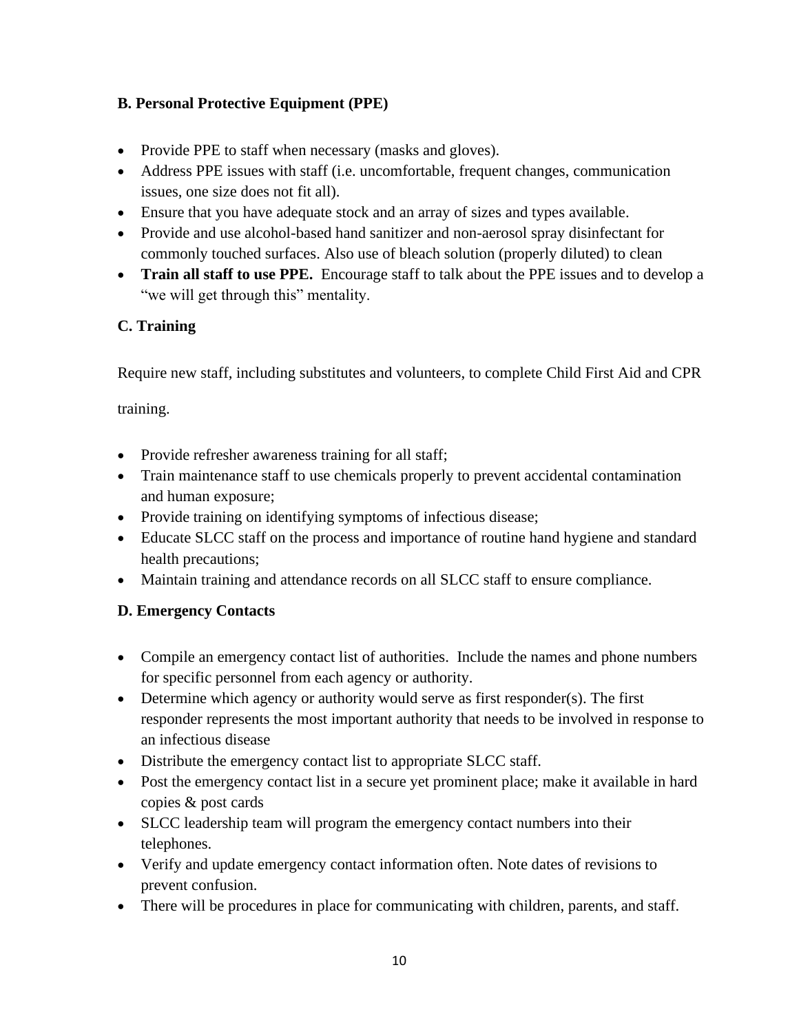### B. Personal Protective Equipment (PPE)

- Provide PPE to staff when necessary (masks and gloves).
- Address PPE issues with staff (i.e. uncomfortable, frequent changes, communication issues, one size does not fit all).
- Ensure that you have adequate stock and an array of sizes and types available.
- Provide and use alcohol-based hand sanitizer and non-aerosol spray disinfectant for commonly touched surfaces. Also use of bleach solution (properly diluted) to clean
- **Train all staff to use PPE.** Encourage staff to talk about the PPE issues and to develop a "we will get through this" mentality.

### C. Training

Require new staff, including substitutes and volunteers, to complete Child First Aid and CPR training.

- Provide refresher awareness training for all staff;
- Train maintenance staff to use chemicals properly to prevent accidental contamination and human exposure;
- Provide training on identifying symptoms of infectious disease;
- Educate SLCC staff on the process and importance of routine hand hygiene and standard health precautions;
- Maintain training and attendance records on all SLCC staff to ensure compliance.

### D. Emergency Contacts

- Compile an emergency contact list of authorities. Include the names and phone numbers for specific personnel from each agency or authority.
- Determine which agency or authority would serve as first responder(s). The first responder represents the most important authority that needs to be involved in response to an infectious disease
- Distribute the emergency contact list to appropriate SLCC staff.
- Post the emergency contact list in a secure yet prominent place; make it available in hard copies & post cards
- SLCC leadership team will program the emergency contact numbers into their telephones.
- Verify and update emergency contact information often. Note dates of revisions to prevent confusion.
- There will be procedures in place for communicating with children, parents, and staff.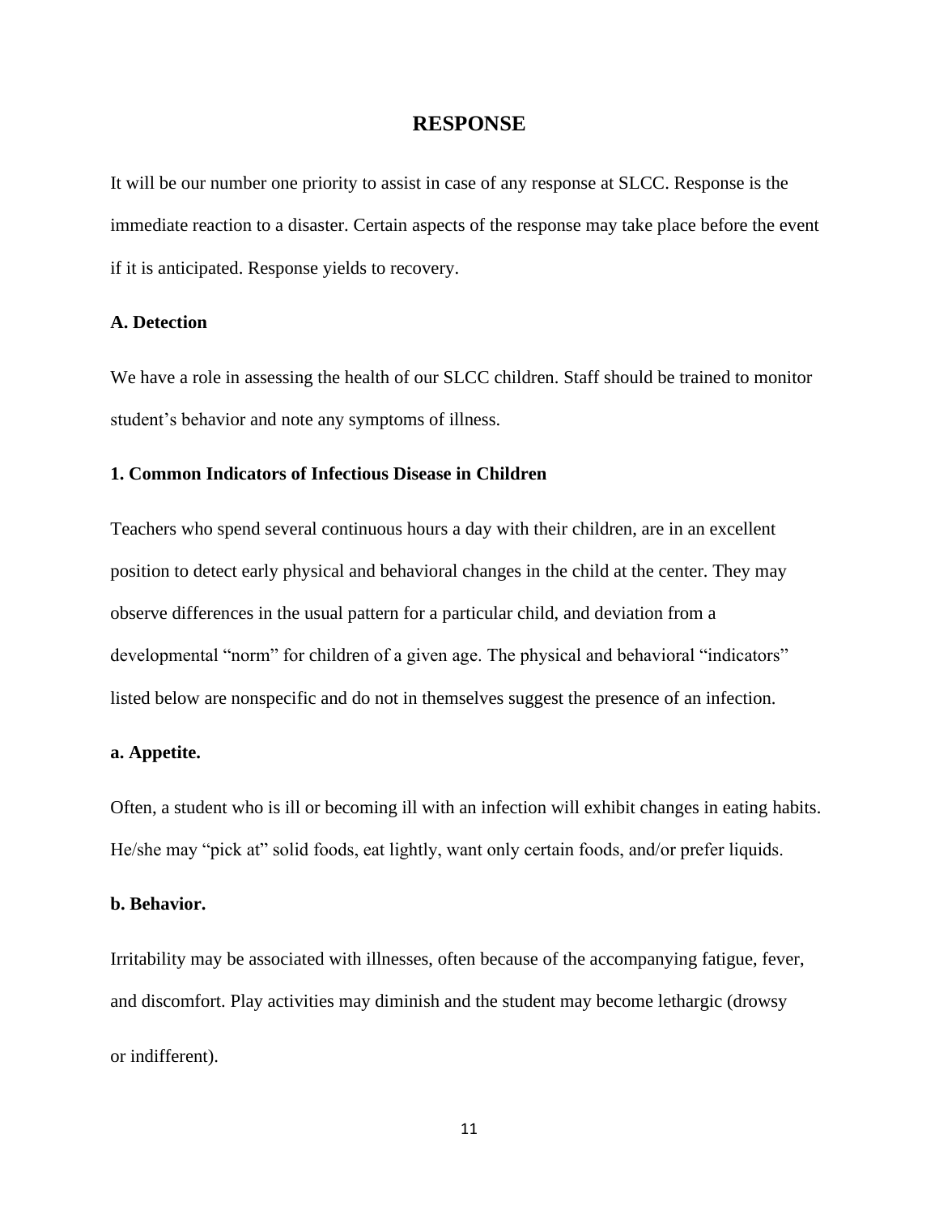# RESPONSE

It will be our number one priority to assist in case of any response at SLCC. Response is the immediate reaction to a disaster. Certain aspects of the response may take place before the event if it is anticipated. Response yields to recovery.

## A. Detection

We have a role in assessing the health of our SLCC children. Staff should be trained to monitor student's behavior and note any symptoms of illness.

### 1. Common Indicators of Infectious Disease in Children

Teachers who spend several continuous hours a day with their children, are in an excellent position to detect early physical and behavioral changes in the child at the center. They may observe differences in the usual pattern for a particular child, and deviation from a developmental "norm" for children of a given age. The physical and behavioral "indicators" listed below are nonspecific and do not in themselves suggest the presence of an infection.

#### a. Appetite.

Often, a student who is ill or becoming ill with an infection will exhibit changes in eating habits. He/she may "pick at" solid foods, eat lightly, want only certain foods, and/or prefer liquids.

#### b. Behavior.

Irritability may be associated with illnesses, often because of the accompanying fatigue, fever, and discomfort. Play activities may diminish and the student may become lethargic (drowsy or indifferent).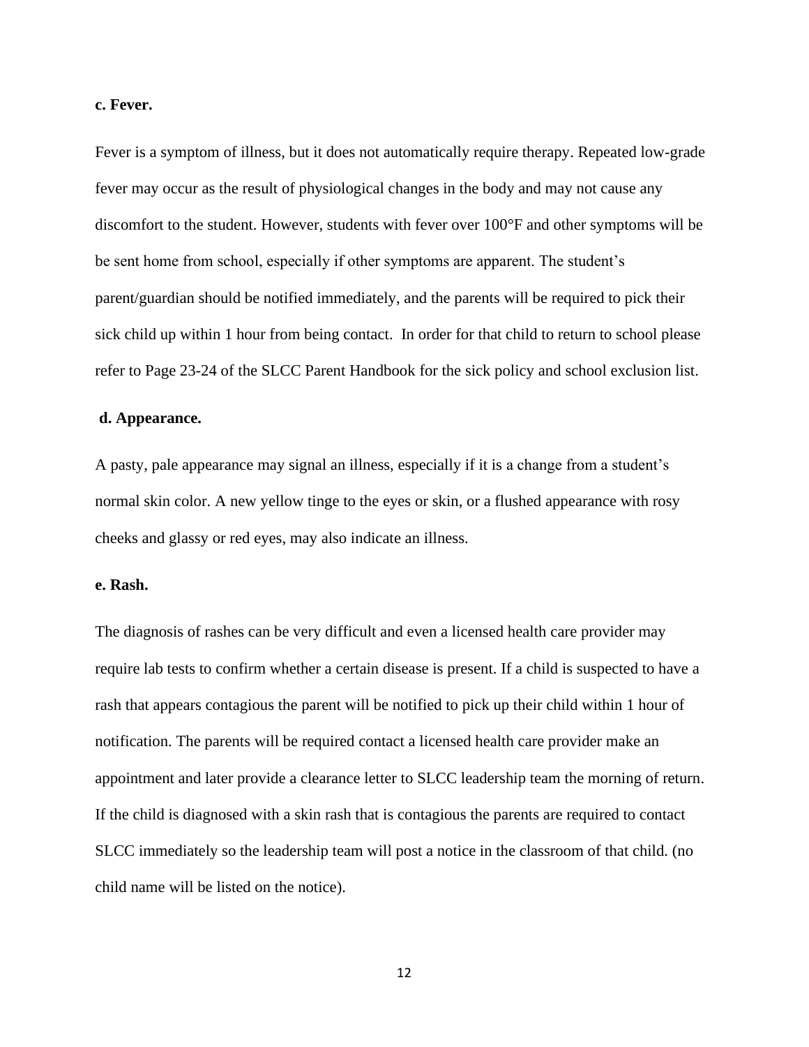**c. Fever.**

Fever is a symptom of illness, but it does not automatically require therapy. Repeated low-grade fever may occur as the result of physiological changes in the body and may not cause any discomfort to the student. However, students with fever over 100°F and other symptoms will be be sent home from school, especially if other symptoms are apparent. The student's parent/guardian should be notified immediately, and the parents will be required to pick their sick child up within 1 hour from being contact.  In order for that child to return to school please refer to Page 23-24 of the SLCC Parent Handbook for the sick policy and school exclusion list.

**d. Appearance.**

A pasty, pale appearance may signal an illness, especially if it is a change from a student's normal skin color. A new yellow tinge to the eyes or skin, or a flushed appearance with rosy cheeks and glassy or red eyes, may also indicate an illness.

**e. Rash.**

The diagnosis of rashes can be very difficult and even a licensed health care provider may require lab tests to confirm whether a certain disease is present. If a child is suspected to have a rash that appears contagious the parent will be notified to pick up their child within 1 hour of notification. The parents will be required contact a licensed health care provider make an appointment and later provide a clearance letter to SLCC leadership team the morning of return. If the child is diagnosed with a skin rash that is contagious the parents are required to contact SLCC immediately so the leadership team will post a notice in the classroom of that child. (no child name will be listed on the notice).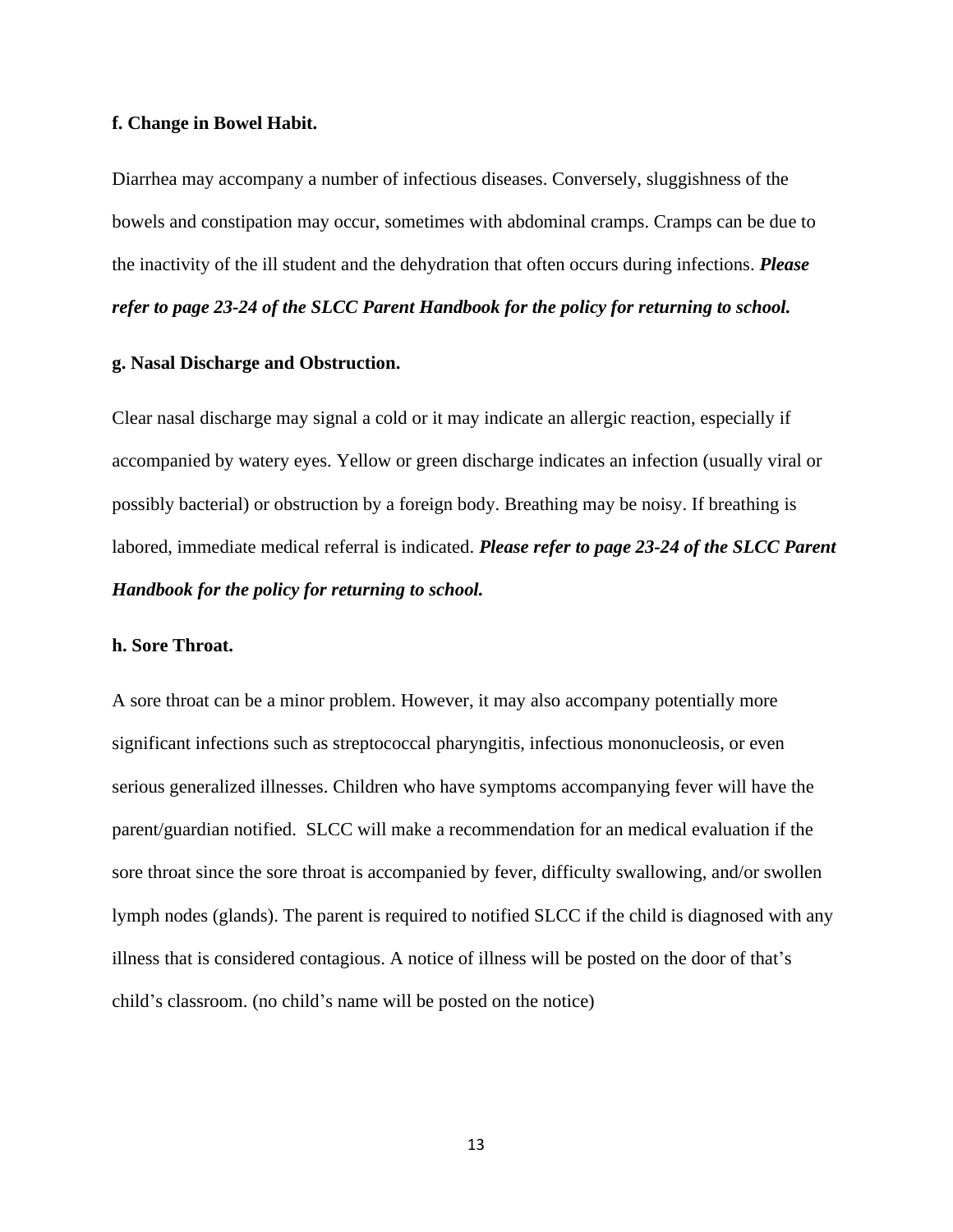**f. Change in Bowel Habit.**

Diarrhea may accompany a number of infectious diseases. Conversely, sluggishness of the bowels and constipation may occur, sometimes with abdominal cramps. Cramps can be due to the inactivity of the ill student and the dehydration that often occurs during infections. ***Please refer to page 23-24 of the SLCC Parent Handbook for the policy for returning to school.***

**g. Nasal Discharge and Obstruction.**

Clear nasal discharge may signal a cold or it may indicate an allergic reaction, especially if accompanied by watery eyes. Yellow or green discharge indicates an infection (usually viral or possibly bacterial) or obstruction by a foreign body. Breathing may be noisy. If breathing is labored, immediate medical referral is indicated. ***Please refer to page 23-24 of the SLCC Parent Handbook for the policy for returning to school.***

**h. Sore Throat.**

A sore throat can be a minor problem. However, it may also accompany potentially more significant infections such as streptococcal pharyngitis, infectious mononucleosis, or even serious generalized illnesses. Children who have symptoms accompanying fever will have the parent/guardian notified. SLCC will make a recommendation for an medical evaluation if the sore throat since the sore throat is accompanied by fever, difficulty swallowing, and/or swollen lymph nodes (glands). The parent is required to notified SLCC if the child is diagnosed with any illness that is considered contagious. A notice of illness will be posted on the door of that's child's classroom. (no child's name will be posted on the notice)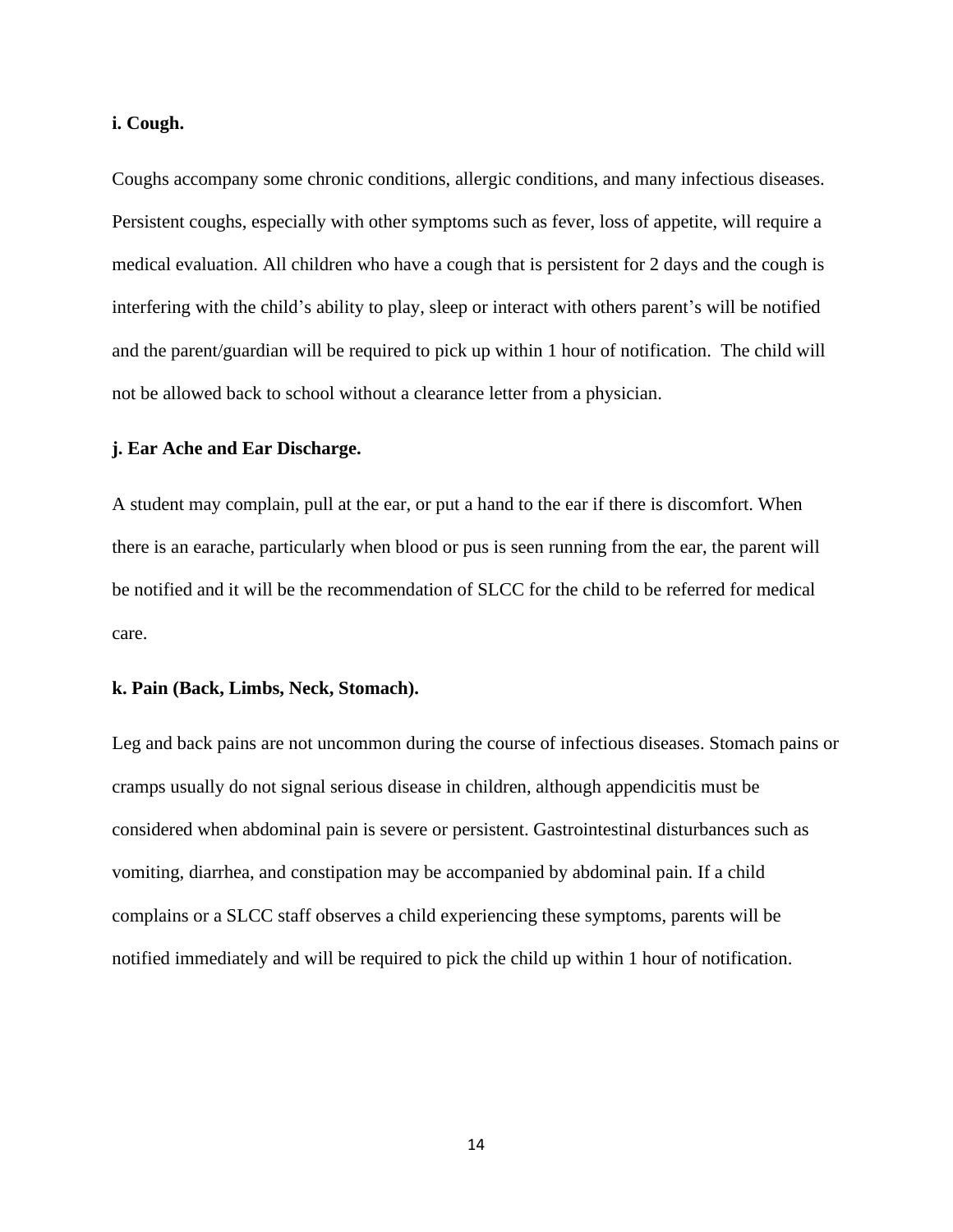**i. Cough.**

Coughs accompany some chronic conditions, allergic conditions, and many infectious diseases. Persistent coughs, especially with other symptoms such as fever, loss of appetite, will require a medical evaluation. All children who have a cough that is persistent for 2 days and the cough is interfering with the child's ability to play, sleep or interact with others parent's will be notified and the parent/guardian will be required to pick up within 1 hour of notification. The child will not be allowed back to school without a clearance letter from a physician.

**j. Ear Ache and Ear Discharge.**

A student may complain, pull at the ear, or put a hand to the ear if there is discomfort. When there is an earache, particularly when blood or pus is seen running from the ear, the parent will be notified and it will be the recommendation of SLCC for the child to be referred for medical care.

**k. Pain (Back, Limbs, Neck, Stomach).**

Leg and back pains are not uncommon during the course of infectious diseases. Stomach pains or cramps usually do not signal serious disease in children, although appendicitis must be considered when abdominal pain is severe or persistent. Gastrointestinal disturbances such as vomiting, diarrhea, and constipation may be accompanied by abdominal pain. If a child complains or a SLCC staff observes a child experiencing these symptoms, parents will be notified immediately and will be required to pick the child up within 1 hour of notification.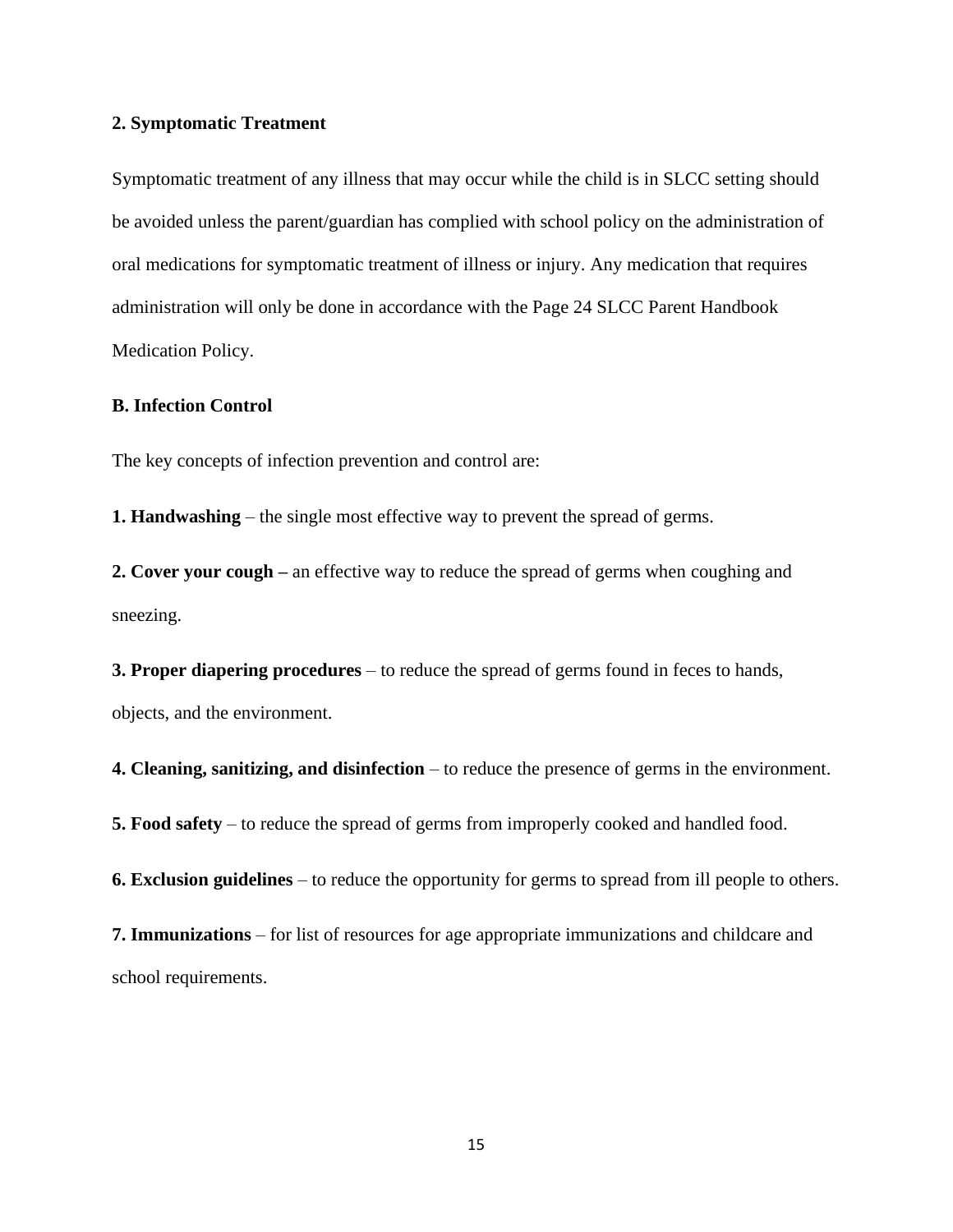**2. Symptomatic Treatment**

Symptomatic treatment of any illness that may occur while the child is in SLCC setting should be avoided unless the parent/guardian has complied with school policy on the administration of oral medications for symptomatic treatment of illness or injury. Any medication that requires administration will only be done in accordance with the Page 24 SLCC Parent Handbook Medication Policy.

**B. Infection Control**

The key concepts of infection prevention and control are:

**1. Handwashing** – the single most effective way to prevent the spread of germs.

**2. Cover your cough –** an effective way to reduce the spread of germs when coughing and sneezing.

**3. Proper diapering procedures** – to reduce the spread of germs found in feces to hands, objects, and the environment.

**4. Cleaning, sanitizing, and disinfection** – to reduce the presence of germs in the environment.

**5. Food safety** – to reduce the spread of germs from improperly cooked and handled food.

**6. Exclusion guidelines** – to reduce the opportunity for germs to spread from ill people to others.

**7. Immunizations** – for list of resources for age appropriate immunizations and childcare and school requirements.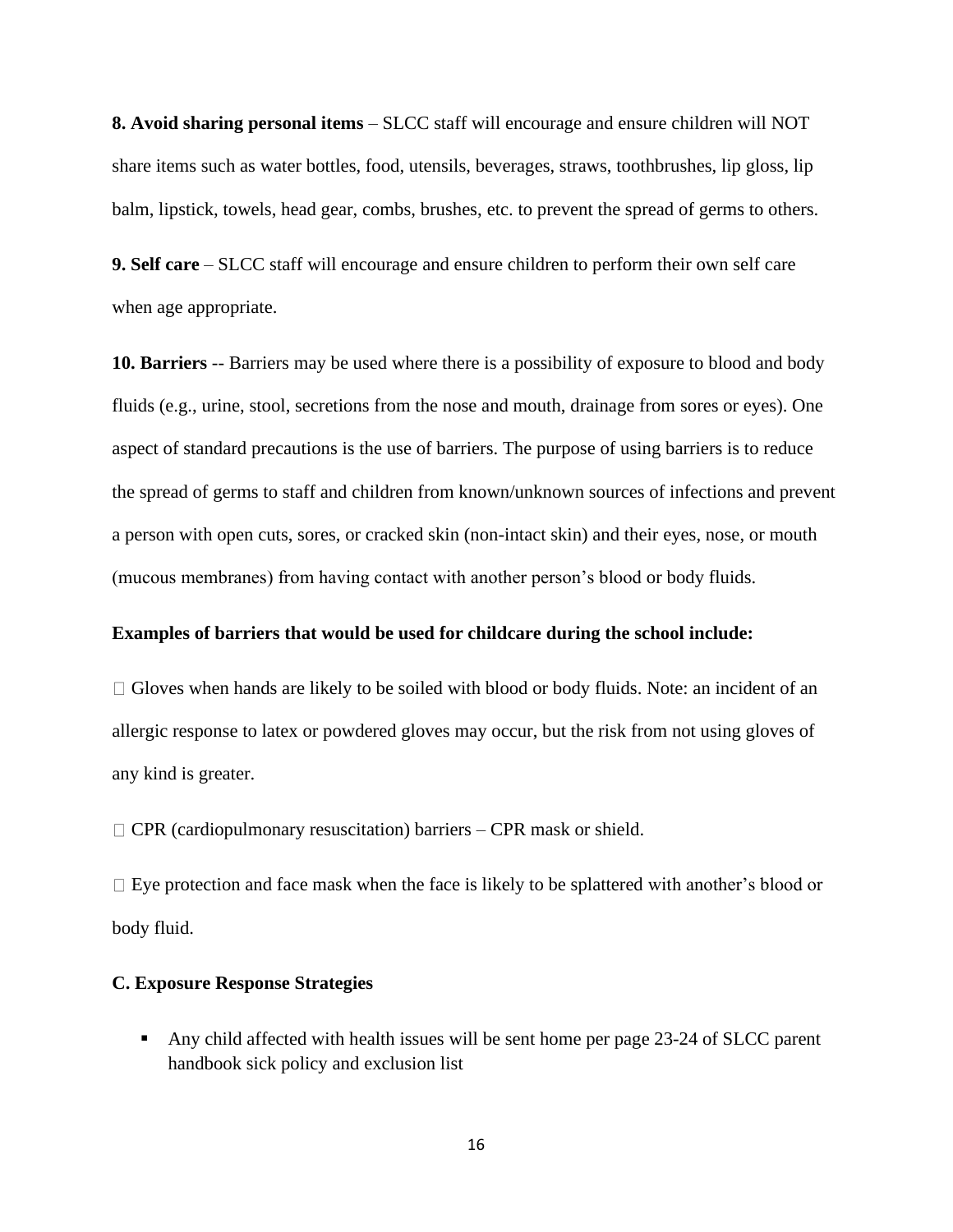**8. Avoid sharing personal items** – SLCC staff will encourage and ensure children will NOT share items such as water bottles, food, utensils, beverages, straws, toothbrushes, lip gloss, lip balm, lipstick, towels, head gear, combs, brushes, etc. to prevent the spread of germs to others.

**9. Self care** – SLCC staff will encourage and ensure children to perform their own self care when age appropriate.

**10. Barriers** -- Barriers may be used where there is a possibility of exposure to blood and body fluids (e.g., urine, stool, secretions from the nose and mouth, drainage from sores or eyes). One aspect of standard precautions is the use of barriers. The purpose of using barriers is to reduce the spread of germs to staff and children from known/unknown sources of infections and prevent a person with open cuts, sores, or cracked skin (non-intact skin) and their eyes, nose, or mouth (mucous membranes) from having contact with another person's blood or body fluids.

**Examples of barriers that would be used for childcare during the school include:**

- Gloves when hands are likely to be soiled with blood or body fluids. Note: an incident of an allergic response to latex or powdered gloves may occur, but the risk from not using gloves of any kind is greater.
- CPR (cardiopulmonary resuscitation) barriers – CPR mask or shield.
- Eye protection and face mask when the face is likely to be splattered with another's blood or body fluid.

### C. Exposure Response Strategies

- Any child affected with health issues will be sent home per page 23-24 of SLCC parent handbook sick policy and exclusion list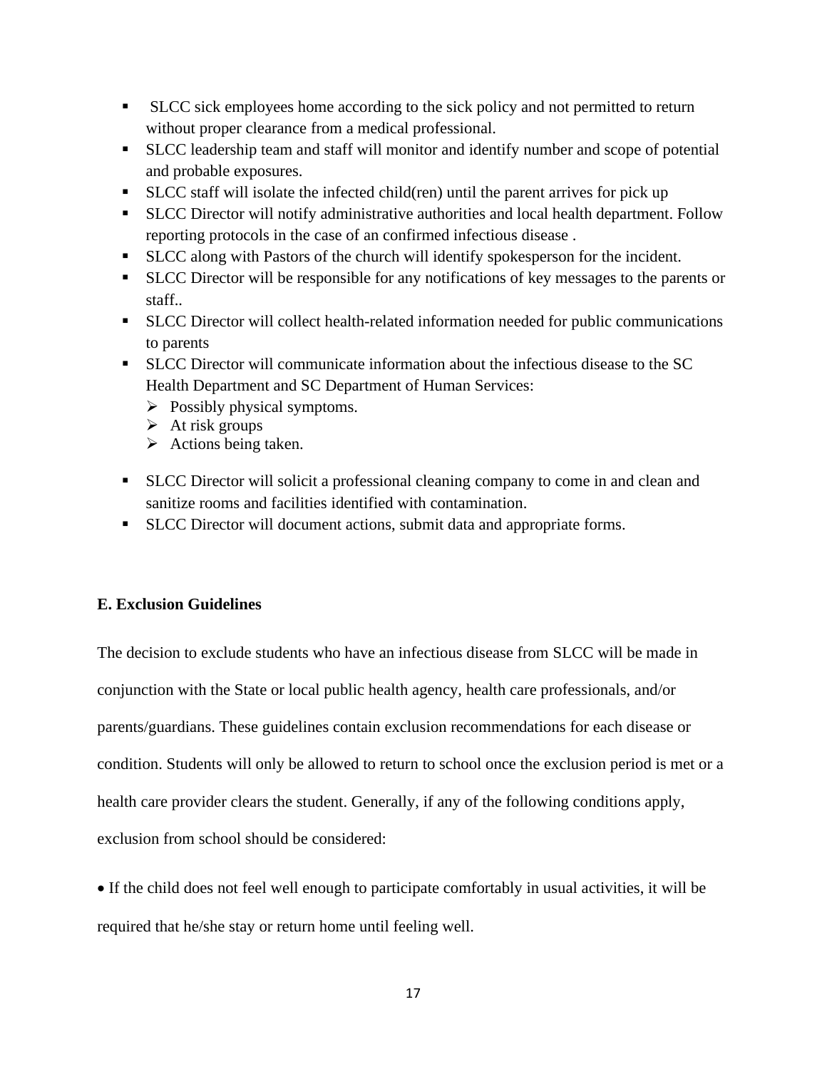- SLCC sick employees home according to the sick policy and not permitted to return without proper clearance from a medical professional.
- SLCC leadership team and staff will monitor and identify number and scope of potential and probable exposures.
- SLCC staff will isolate the infected child(ren) until the parent arrives for pick up
- SLCC Director will notify administrative authorities and local health department. Follow reporting protocols in the case of an confirmed infectious disease .
- SLCC along with Pastors of the church will identify spokesperson for the incident.
- SLCC Director will be responsible for any notifications of key messages to the parents or staff..
- SLCC Director will collect health-related information needed for public communications to parents
- SLCC Director will communicate information about the infectious disease to the SC Health Department and SC Department of Human Services:
  - Possibly physical symptoms.
  - At risk groups
  - Actions being taken.
- SLCC Director will solicit a professional cleaning company to come in and clean and sanitize rooms and facilities identified with contamination.
- SLCC Director will document actions, submit data and appropriate forms.

**E. Exclusion Guidelines**

The decision to exclude students who have an infectious disease from SLCC will be made in conjunction with the State or local public health agency, health care professionals, and/or parents/guardians. These guidelines contain exclusion recommendations for each disease or condition. Students will only be allowed to return to school once the exclusion period is met or a health care provider clears the student. Generally, if any of the following conditions apply, exclusion from school should be considered:

- If the child does not feel well enough to participate comfortably in usual activities, it will be required that he/she stay or return home until feeling well.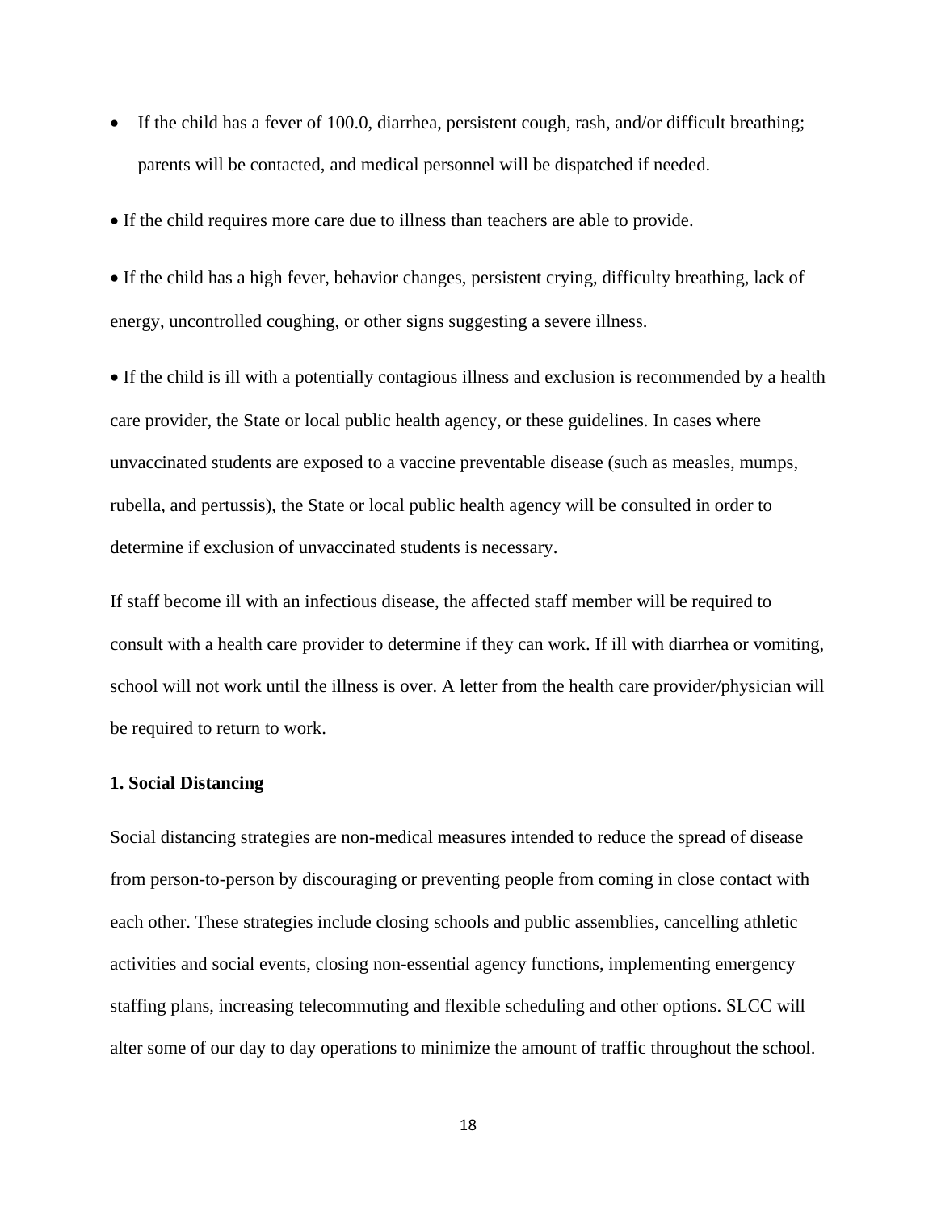- If the child has a fever of 100.0, diarrhea, persistent cough, rash, and/or difficult breathing; parents will be contacted, and medical personnel will be dispatched if needed.
- If the child requires more care due to illness than teachers are able to provide.
- If the child has a high fever, behavior changes, persistent crying, difficulty breathing, lack of energy, uncontrolled coughing, or other signs suggesting a severe illness.
- If the child is ill with a potentially contagious illness and exclusion is recommended by a health care provider, the State or local public health agency, or these guidelines. In cases where unvaccinated students are exposed to a vaccine preventable disease (such as measles, mumps, rubella, and pertussis), the State or local public health agency will be consulted in order to determine if exclusion of unvaccinated students is necessary.

If staff become ill with an infectious disease, the affected staff member will be required to consult with a health care provider to determine if they can work. If ill with diarrhea or vomiting, school will not work until the illness is over. A letter from the health care provider/physician will be required to return to work.

**1. Social Distancing**

Social distancing strategies are non-medical measures intended to reduce the spread of disease from person-to-person by discouraging or preventing people from coming in close contact with each other. These strategies include closing schools and public assemblies, cancelling athletic activities and social events, closing non-essential agency functions, implementing emergency staffing plans, increasing telecommuting and flexible scheduling and other options. SLCC will alter some of our day to day operations to minimize the amount of traffic throughout the school.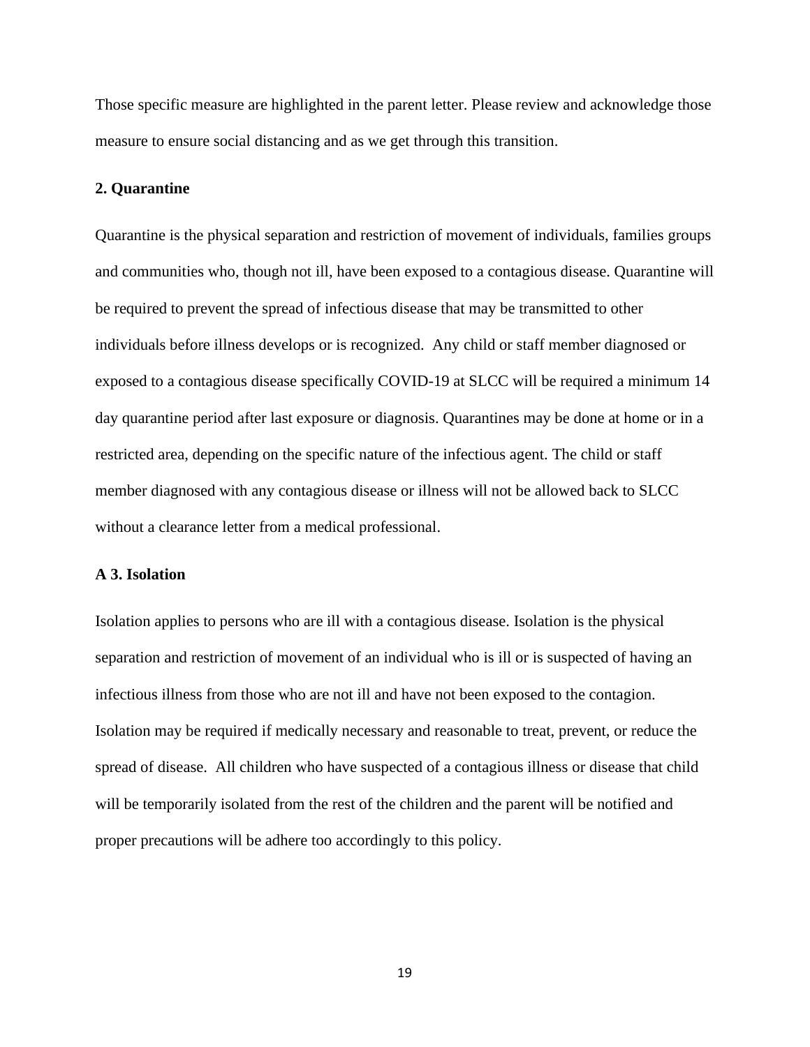Those specific measure are highlighted in the parent letter. Please review and acknowledge those measure to ensure social distancing and as we get through this transition.

**2. Quarantine**

Quarantine is the physical separation and restriction of movement of individuals, families groups and communities who, though not ill, have been exposed to a contagious disease. Quarantine will be required to prevent the spread of infectious disease that may be transmitted to other individuals before illness develops or is recognized. Any child or staff member diagnosed or exposed to a contagious disease specifically COVID-19 at SLCC will be required a minimum 14 day quarantine period after last exposure or diagnosis. Quarantines may be done at home or in a restricted area, depending on the specific nature of the infectious agent. The child or staff member diagnosed with any contagious disease or illness will not be allowed back to SLCC without a clearance letter from a medical professional.

**A 3. Isolation**

Isolation applies to persons who are ill with a contagious disease. Isolation is the physical separation and restriction of movement of an individual who is ill or is suspected of having an infectious illness from those who are not ill and have not been exposed to the contagion. Isolation may be required if medically necessary and reasonable to treat, prevent, or reduce the spread of disease. All children who have suspected of a contagious illness or disease that child will be temporarily isolated from the rest of the children and the parent will be notified and proper precautions will be adhere too accordingly to this policy.